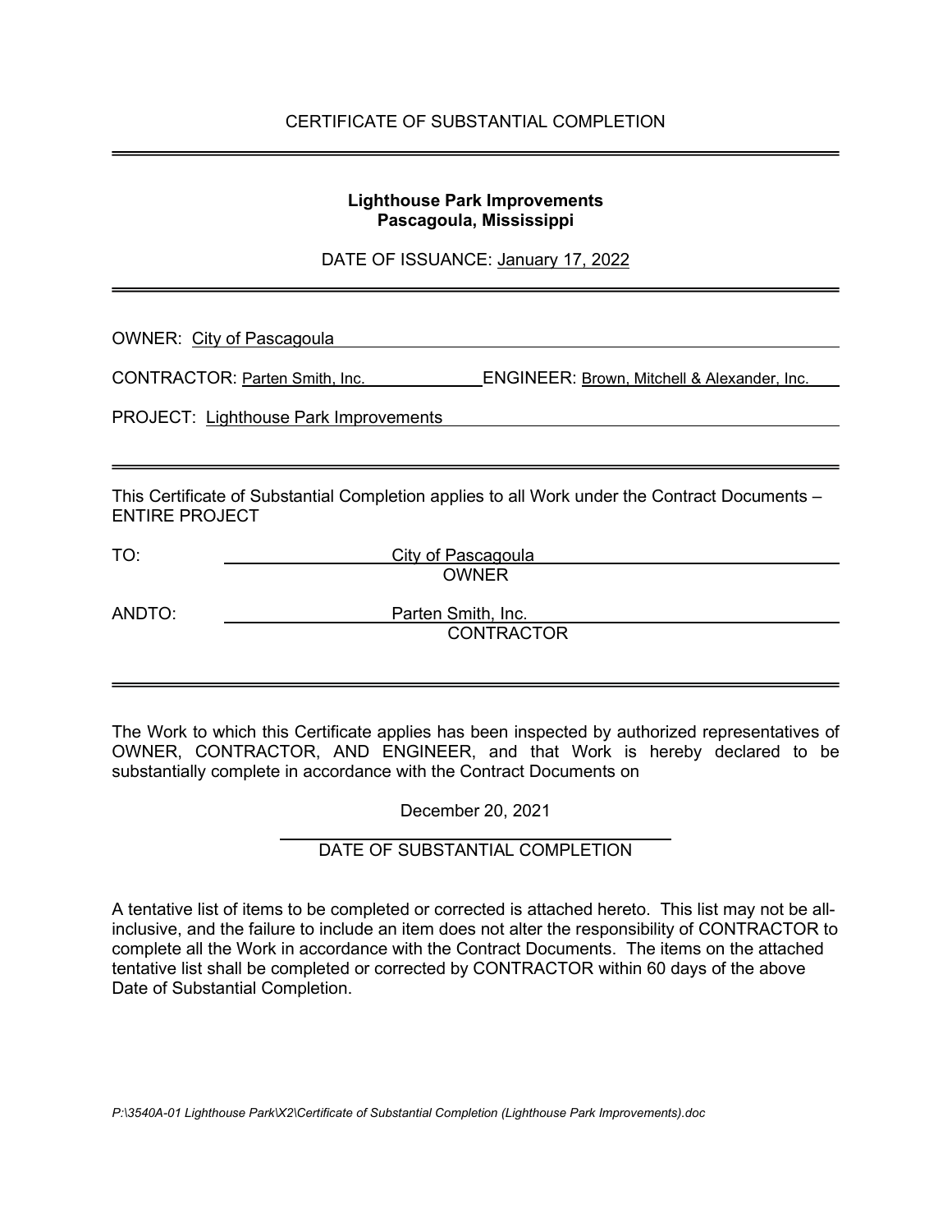# CERTIFICATE OF SUBSTANTIAL COMPLETION

---

**Lighthouse Park Improvements**
**Pascagoula, Mississippi**

DATE OF ISSUANCE: January 17, 2022

---

OWNER: City of Pascagoula

CONTRACTOR: Parten Smith, Inc. ENGINEER: Brown, Mitchell & Alexander, Inc.

PROJECT: Lighthouse Park Improvements

---

This Certificate of Substantial Completion applies to all Work under the Contract Documents – ENTIRE PROJECT

TO: City of Pascagoula
OWNER

ANDTO: Parten Smith, Inc.
CONTRACTOR

---

The Work to which this Certificate applies has been inspected by authorized representatives of OWNER, CONTRACTOR, AND ENGINEER, and that Work is hereby declared to be substantially complete in accordance with the Contract Documents on

December 20, 2021

DATE OF SUBSTANTIAL COMPLETION

A tentative list of items to be completed or corrected is attached hereto. This list may not be all-inclusive, and the failure to include an item does not alter the responsibility of CONTRACTOR to complete all the Work in accordance with the Contract Documents. The items on the attached tentative list shall be completed or corrected by CONTRACTOR within 60 days of the above Date of Substantial Completion.

*P:\3540A-01 Lighthouse Park\X2\Certificate of Substantial Completion (Lighthouse Park Improvements).doc*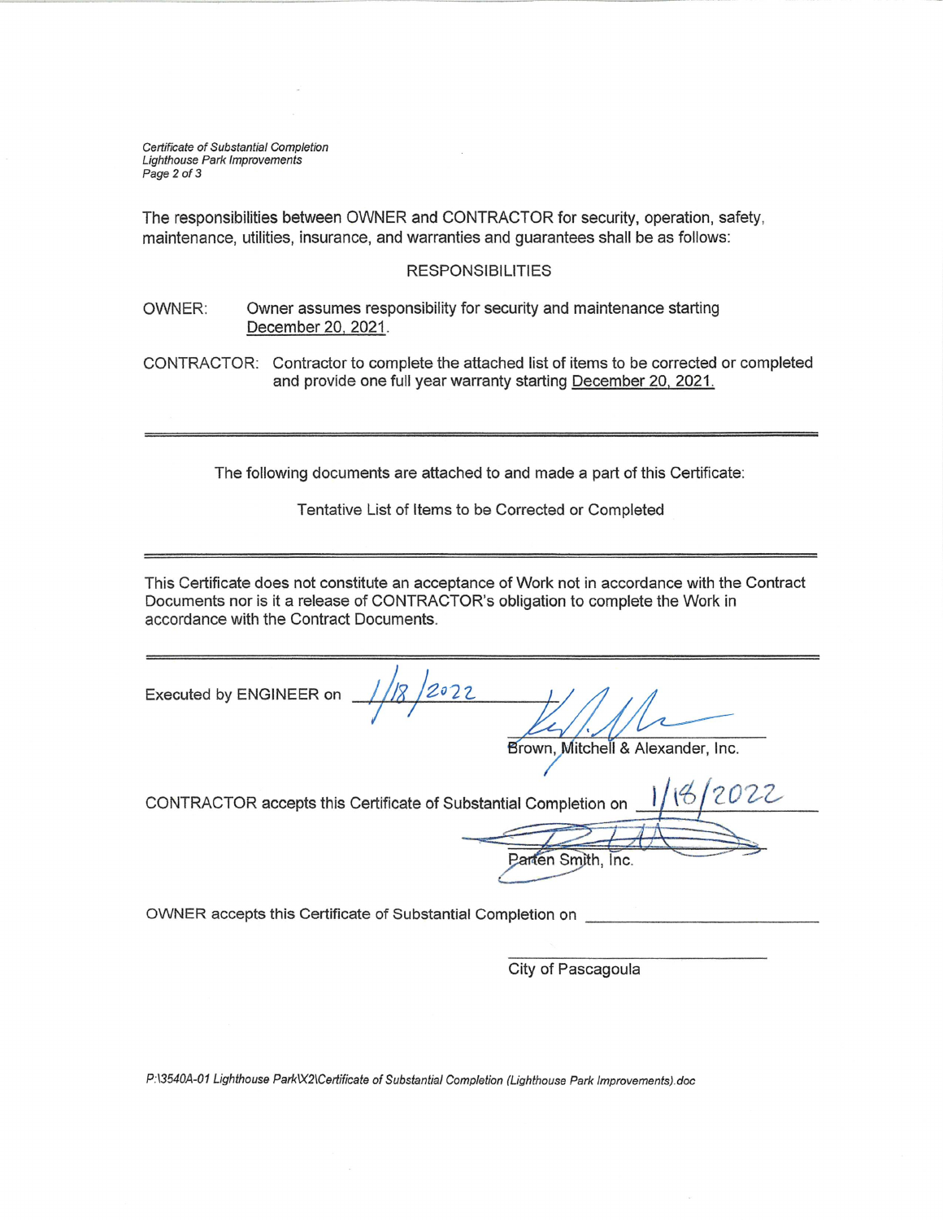The responsibilities between OWNER and CONTRACTOR for security, operation, safety, maintenance, utilities, insurance, and warranties and guarantees shall be as follows:

RESPONSIBILITIES

OWNER: Owner assumes responsibility for security and maintenance starting December 20, 2021.

CONTRACTOR: Contractor to complete the attached list of items to be corrected or completed and provide one full year warranty starting December 20, 2021.

---

The following documents are attached to and made a part of this Certificate:

Tentative List of Items to be Corrected or Completed

---

This Certificate does not constitute an acceptance of Work not in accordance with the Contract Documents nor is it a release of CONTRACTOR's obligation to complete the Work in accordance with the Contract Documents.

---

Executed by ENGINEER on 1/18/2022

Brown, Mitchell & Alexander, Inc.

CONTRACTOR accepts this Certificate of Substantial Completion on 1/18/2022

Parten Smith, Inc.

OWNER accepts this Certificate of Substantial Completion on ____________________

City of Pascagoula

*P:\3540A-01 Lighthouse Park\X2\Certificate of Substantial Completion (Lighthouse Park Improvements).doc*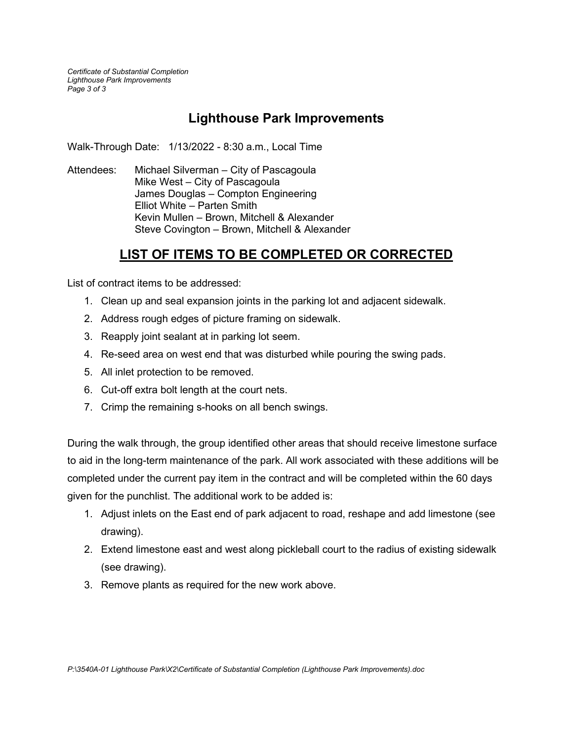# Lighthouse Park Improvements

Walk-Through Date: 1/13/2022 - 8:30 a.m., Local Time

Attendees: Michael Silverman – City of Pascagoula
Mike West – City of Pascagoula
James Douglas – Compton Engineering
Elliot White – Parten Smith
Kevin Mullen – Brown, Mitchell & Alexander
Steve Covington – Brown, Mitchell & Alexander

## LIST OF ITEMS TO BE COMPLETED OR CORRECTED

List of contract items to be addressed:

1. Clean up and seal expansion joints in the parking lot and adjacent sidewalk.
2. Address rough edges of picture framing on sidewalk.
3. Reapply joint sealant at in parking lot seem.
4. Re-seed area on west end that was disturbed while pouring the swing pads.
5. All inlet protection to be removed.
6. Cut-off extra bolt length at the court nets.
7. Crimp the remaining s-hooks on all bench swings.

During the walk through, the group identified other areas that should receive limestone surface to aid in the long-term maintenance of the park. All work associated with these additions will be completed under the current pay item in the contract and will be completed within the 60 days given for the punchlist. The additional work to be added is:

1. Adjust inlets on the East end of park adjacent to road, reshape and add limestone (see drawing).
2. Extend limestone east and west along pickleball court to the radius of existing sidewalk (see drawing).
3. Remove plants as required for the new work above.

*P:\3540A-01 Lighthouse Park\X2\Certificate of Substantial Completion (Lighthouse Park Improvements).doc*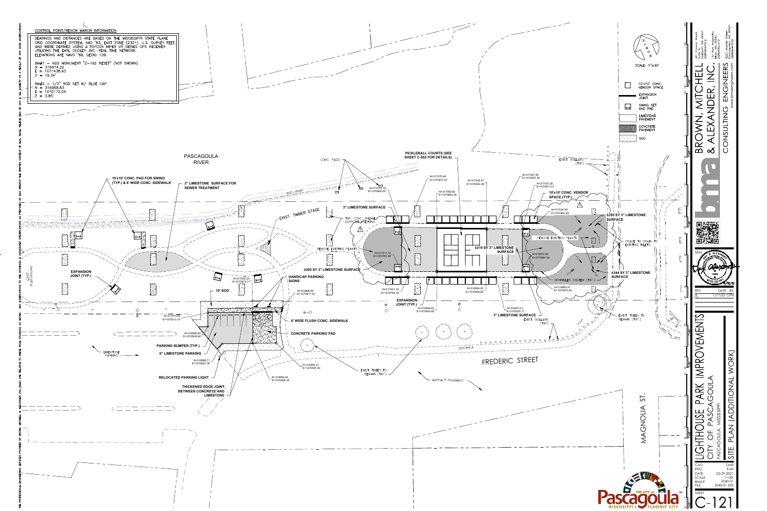## CONTROL POINT/BENCH MARCH INFORMATION

BEARINGS AND DISTANCES ARE BASED ON THE MISSISSIPPI STATE PLANE GRID COORDINATE SYSTEM, NAD '83, EAST ZONE (2301), U.S. SURVEY FEET, AND WERE DERIVED USING A TOPCON HIPER VR SERIES GPS RECEIVER UTILIZING THE EARL DUDLEY, INC. REAL TIME NETWORK.
ELEVATIONS ARE NAVD '88, GEOID 12B.

BM#1 – NGS MONUMENT "Z–192 RESET" (NOT SHOWN)
N = 316974.22
E = 1071438.93
Z = 19.34'

BM#2 – 1/2" ROD SET W/ BLUE CAP
N = 316968.83
E = 1070172.04
Z = 3.85'

PASCAGOULA RIVER

CONC. PADS

RIP-RAP

PICKLEBALL COURTS (SEE SHEET C-502 FOR DETAILS)

EXIST. BOLLARD (TYP.)

10'x10' CONC. PAD FOR SWING (TYP.) & 6' WIDE CONC. SIDEWALK

3" LIMESTONE SURFACE FOR SEWER TREATMENT

N=317072.19
E=1070806.05

N=317075.49
E=1070817.53

N=317042.47
E=1070822.28

N=317059.56
E=1070854.39

N=317047.59
E=1070937.26

N=317031.26
E=1070971.01

10'x10' CONC. VENDOR SPACE (TYP.)

N=317034.48
E=1070993.28

±355 SY 3" LIMESTONE SURFACE

3" LIMESTONE SURFACE

EXIST. TIMBER STAGE

TYP. CONC. BRIDGE SUPPORT COLUMNS

REMOVE EXISTING PLANTS

REMOVE EXISTING PLANTS

N=317011.12
E=1070791.98

±319 SY 3" LIMESTONE SURFACE

N=316972.82
E=1070957.54

GRADE TO DRAIN TO EXISTING INLETS

EXPANSION JOINT (TYP.)

EXIST. PLAYGROUND

±300 SY 3" LIMESTONE SURFACE

HANDICAP PARKING SIGNS

N=317002.20
E=1070574.71

N=316998.99
E=1070617.03

N=317001.18
E=1070799.18

N=316984.05
E=1070908.66

SPRINKLER SYSTEM (TYP.)

N=316960.41
E=1070975.54

±344 SY 3" LIMESTONE SURFACE

10' SOD

EXPANSION JOINT (TYP.)

N=316999.93
E=1070840.48

N=316973.21
E=1070920.17

3" LIMESTONE SURFACE

EXIST. BOLLARD (TYP.)

EXIST. TREES TO REMAIN (TYP.)

N=317015.80
E=1070513.19

N=316996.54
E=1070506.96

6' WIDE FLUSH CONC. SIDEWALK

CONCRETE PARKING PAD

LIMESTONE PARKING

PARKING BUMPER (TYP.)

6" LIMESTONE PARKING

N=316968.71
E=1070522.78

N=316962.31
E=1070597.40

SIDEWALK

FREDERIC STREET

EXIST. TREES TO REMAIN (TYP.)

RELOCATED PARKING LIGHT

N=316959.36
E=1070585.24

ASPHALT PAVEMENT

THICKENED EDGE JOINT BETWEEN CONCRETE AND LIMESTONE

MAGNOLIA ST.

NORTH

SCALE: 1"=30'

## LEGEND

- 10'x10' CONC. VENDOR SPACE
- EXPANSION JOINT
- SWING SET AND PAD
- LIMESTONE PAVEMENT
- CONCRETE PAVEMENT
- SOD

BROWN, MITCHELL & ALEXANDER, INC.
CONSULTING ENGINEERS
www.bmaengineers.com

SEAL

| REV | DATE | BY |
|---|---|---|
| 1 | 1/17/22 | CPN |

# LIGHTHOUSE PARK IMPROVEMENTS
CITY OF PASCAGOULA
PASCAGOULA, MISSISSIPPI

## SITE PLAN (ADDITIONAL WORK)

| | |
|---|---|
| CAD | DWE |
| ENG | KJM |
| DATE | 03-29-2021 |
| SCALE | 1"=30' |
| BMA# | 3540-01 |
| FILE | 3540-01 SITE |

SHEET
C-121

THE CITY of Pascagoula
MISSISSIPPI'S FLAGSHIP CITY